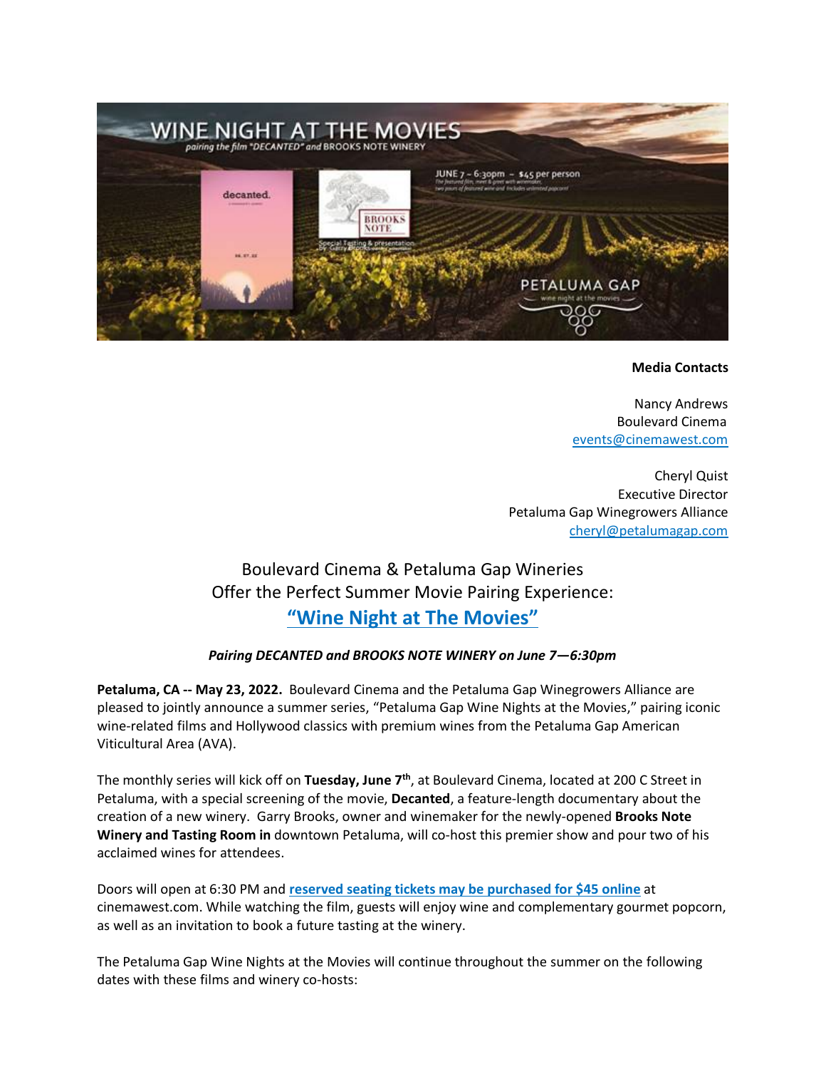**Media Contacts**

Nancy Andrews
Boulevard Cinema
events@cinemawest.com

Cheryl Quist
Executive Director
Petaluma Gap Winegrowers Alliance
cheryl@petalumagap.com

## Boulevard Cinema & Petaluma Gap Wineries Offer the Perfect Summer Movie Pairing Experience: "Wine Night at The Movies"

***Pairing DECANTED and BROOKS NOTE WINERY on June 7—6:30pm***

**Petaluma, CA -- May 23, 2022.** Boulevard Cinema and the Petaluma Gap Winegrowers Alliance are pleased to jointly announce a summer series, "Petaluma Gap Wine Nights at the Movies," pairing iconic wine-related films and Hollywood classics with premium wines from the Petaluma Gap American Viticultural Area (AVA).

The monthly series will kick off on **Tuesday, June 7th**, at Boulevard Cinema, located at 200 C Street in Petaluma, with a special screening of the movie, **Decanted**, a feature-length documentary about the creation of a new winery. Garry Brooks, owner and winemaker for the newly-opened **Brooks Note Winery and Tasting Room in** downtown Petaluma, will co-host this premier show and pour two of his acclaimed wines for attendees.

Doors will open at 6:30 PM and **reserved seating tickets may be purchased for $45 online** at cinemawest.com. While watching the film, guests will enjoy wine and complementary gourmet popcorn, as well as an invitation to book a future tasting at the winery.

The Petaluma Gap Wine Nights at the Movies will continue throughout the summer on the following dates with these films and winery co-hosts: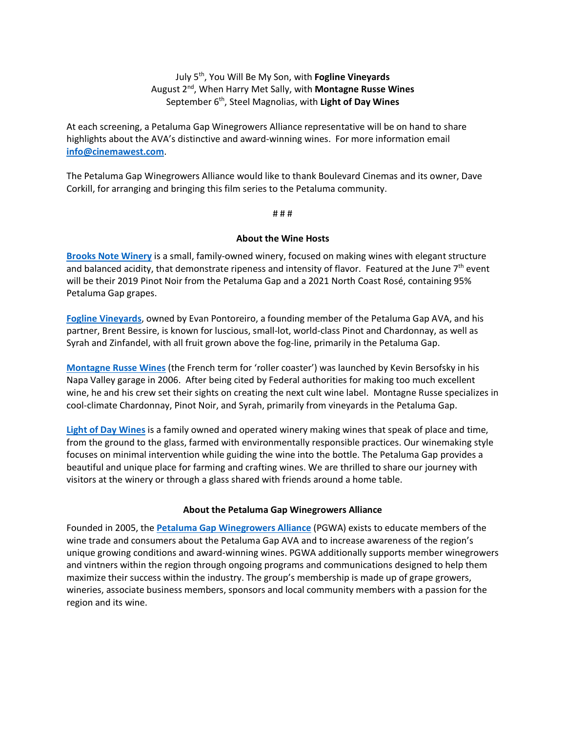July 5th, You Will Be My Son, with **Fogline Vineyards**
August 2nd, When Harry Met Sally, with **Montagne Russe Wines**
September 6th, Steel Magnolias, with **Light of Day Wines**

At each screening, a Petaluma Gap Winegrowers Alliance representative will be on hand to share highlights about the AVA's distinctive and award-winning wines. For more information email **info@cinemawest.com**.

The Petaluma Gap Winegrowers Alliance would like to thank Boulevard Cinemas and its owner, Dave Corkill, for arranging and bringing this film series to the Petaluma community.

# # #

**About the Wine Hosts**

**Brooks Note Winery** is a small, family-owned winery, focused on making wines with elegant structure and balanced acidity, that demonstrate ripeness and intensity of flavor. Featured at the June 7th event will be their 2019 Pinot Noir from the Petaluma Gap and a 2021 North Coast Rosé, containing 95% Petaluma Gap grapes.

**Fogline Vineyards**, owned by Evan Pontoreiro, a founding member of the Petaluma Gap AVA, and his partner, Brent Bessire, is known for luscious, small-lot, world-class Pinot and Chardonnay, as well as Syrah and Zinfandel, with all fruit grown above the fog-line, primarily in the Petaluma Gap.

**Montagne Russe Wines** (the French term for 'roller coaster') was launched by Kevin Bersofsky in his Napa Valley garage in 2006. After being cited by Federal authorities for making too much excellent wine, he and his crew set their sights on creating the next cult wine label. Montagne Russe specializes in cool-climate Chardonnay, Pinot Noir, and Syrah, primarily from vineyards in the Petaluma Gap.

**Light of Day Wines** is a family owned and operated winery making wines that speak of place and time, from the ground to the glass, farmed with environmentally responsible practices. Our winemaking style focuses on minimal intervention while guiding the wine into the bottle. The Petaluma Gap provides a beautiful and unique place for farming and crafting wines. We are thrilled to share our journey with visitors at the winery or through a glass shared with friends around a home table.

**About the Petaluma Gap Winegrowers Alliance**

Founded in 2005, the **Petaluma Gap Winegrowers Alliance** (PGWA) exists to educate members of the wine trade and consumers about the Petaluma Gap AVA and to increase awareness of the region's unique growing conditions and award-winning wines. PGWA additionally supports member winegrowers and vintners within the region through ongoing programs and communications designed to help them maximize their success within the industry. The group's membership is made up of grape growers, wineries, associate business members, sponsors and local community members with a passion for the region and its wine.